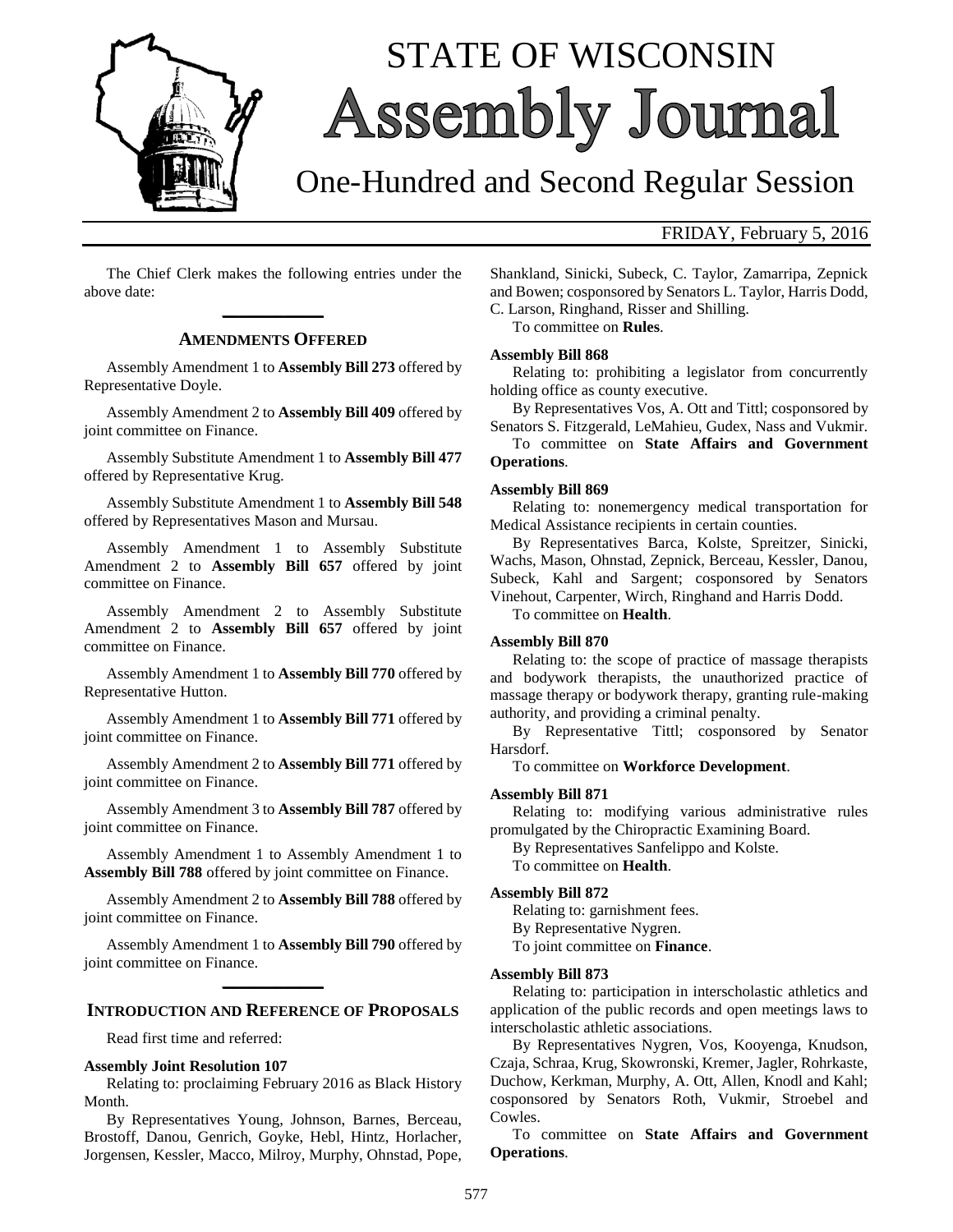# STATE OF WISCONSIN Assembly Journal

## One-Hundred and Second Regular Session

FRIDAY, February 5, 2016

The Chief Clerk makes the following entries under the above date:

## Amendments Offered

Assembly Amendment 1 to **Assembly Bill 273** offered by Representative Doyle.

Assembly Amendment 2 to **Assembly Bill 409** offered by joint committee on Finance.

Assembly Substitute Amendment 1 to **Assembly Bill 477** offered by Representative Krug.

Assembly Substitute Amendment 1 to **Assembly Bill 548** offered by Representatives Mason and Mursau.

Assembly Amendment 1 to Assembly Substitute Amendment 2 to **Assembly Bill 657** offered by joint committee on Finance.

Assembly Amendment 2 to Assembly Substitute Amendment 2 to **Assembly Bill 657** offered by joint committee on Finance.

Assembly Amendment 1 to **Assembly Bill 770** offered by Representative Hutton.

Assembly Amendment 1 to **Assembly Bill 771** offered by joint committee on Finance.

Assembly Amendment 2 to **Assembly Bill 771** offered by joint committee on Finance.

Assembly Amendment 3 to **Assembly Bill 787** offered by joint committee on Finance.

Assembly Amendment 1 to Assembly Amendment 1 to **Assembly Bill 788** offered by joint committee on Finance.

Assembly Amendment 2 to **Assembly Bill 788** offered by joint committee on Finance.

Assembly Amendment 1 to **Assembly Bill 790** offered by joint committee on Finance.

## Introduction and Reference of Proposals

Read first time and referred:

**Assembly Joint Resolution 107**

Relating to: proclaiming February 2016 as Black History Month.

By Representatives Young, Johnson, Barnes, Berceau, Brostoff, Danou, Genrich, Goyke, Hebl, Hintz, Horlacher, Jorgensen, Kessler, Macco, Milroy, Murphy, Ohnstad, Pope, Shankland, Sinicki, Subeck, C. Taylor, Zamarripa, Zepnick and Bowen; cosponsored by Senators L. Taylor, Harris Dodd, C. Larson, Ringhand, Risser and Shilling.

To committee on **Rules**.

**Assembly Bill 868**

Relating to: prohibiting a legislator from concurrently holding office as county executive.

By Representatives Vos, A. Ott and Tittl; cosponsored by Senators S. Fitzgerald, LeMahieu, Gudex, Nass and Vukmir.

To committee on **State Affairs and Government Operations**.

**Assembly Bill 869**

Relating to: nonemergency medical transportation for Medical Assistance recipients in certain counties.

By Representatives Barca, Kolste, Spreitzer, Sinicki, Wachs, Mason, Ohnstad, Zepnick, Berceau, Kessler, Danou, Subeck, Kahl and Sargent; cosponsored by Senators Vinehout, Carpenter, Wirch, Ringhand and Harris Dodd.

To committee on **Health**.

**Assembly Bill 870**

Relating to: the scope of practice of massage therapists and bodywork therapists, the unauthorized practice of massage therapy or bodywork therapy, granting rule-making authority, and providing a criminal penalty.

By Representative Tittl; cosponsored by Senator Harsdorf.

To committee on **Workforce Development**.

**Assembly Bill 871**

Relating to: modifying various administrative rules promulgated by the Chiropractic Examining Board.

By Representatives Sanfelippo and Kolste.

To committee on **Health**.

**Assembly Bill 872**

Relating to: garnishment fees.

By Representative Nygren.

To joint committee on **Finance**.

**Assembly Bill 873**

Relating to: participation in interscholastic athletics and application of the public records and open meetings laws to interscholastic athletic associations.

By Representatives Nygren, Vos, Kooyenga, Knudson, Czaja, Schraa, Krug, Skowronski, Kremer, Jagler, Rohrkaste, Duchow, Kerkman, Murphy, A. Ott, Allen, Knodl and Kahl; cosponsored by Senators Roth, Vukmir, Stroebel and Cowles.

To committee on **State Affairs and Government Operations**.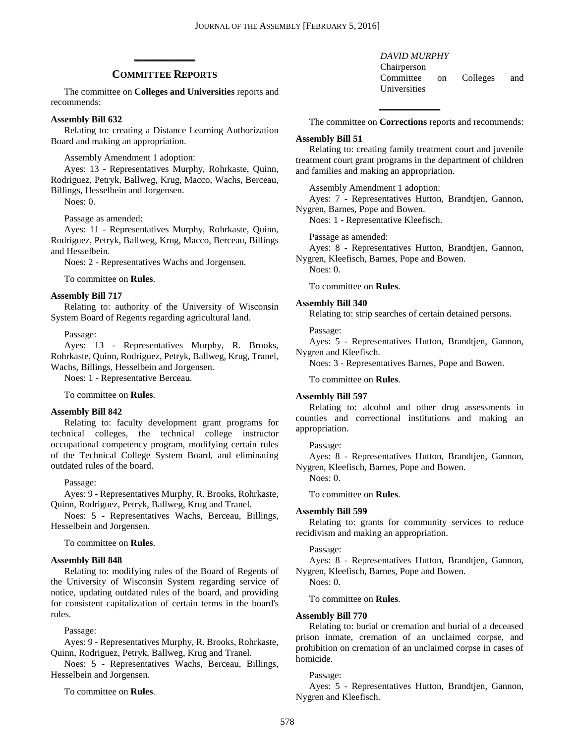## COMMITTEE REPORTS

The committee on **Colleges and Universities** reports and recommends:

**Assembly Bill 632**

Relating to: creating a Distance Learning Authorization Board and making an appropriation.

Assembly Amendment 1 adoption:

Ayes: 13 - Representatives Murphy, Rohrkaste, Quinn, Rodriguez, Petryk, Ballweg, Krug, Macco, Wachs, Berceau, Billings, Hesselbein and Jorgensen.

Noes: 0.

Passage as amended:

Ayes: 11 - Representatives Murphy, Rohrkaste, Quinn, Rodriguez, Petryk, Ballweg, Krug, Macco, Berceau, Billings and Hesselbein.

Noes: 2 - Representatives Wachs and Jorgensen.

To committee on **Rules**.

**Assembly Bill 717**

Relating to: authority of the University of Wisconsin System Board of Regents regarding agricultural land.

Passage:

Ayes: 13 - Representatives Murphy, R. Brooks, Rohrkaste, Quinn, Rodriguez, Petryk, Ballweg, Krug, Tranel, Wachs, Billings, Hesselbein and Jorgensen.

Noes: 1 - Representative Berceau.

To committee on **Rules**.

**Assembly Bill 842**

Relating to: faculty development grant programs for technical colleges, the technical college instructor occupational competency program, modifying certain rules of the Technical College System Board, and eliminating outdated rules of the board.

Passage:

Ayes: 9 - Representatives Murphy, R. Brooks, Rohrkaste, Quinn, Rodriguez, Petryk, Ballweg, Krug and Tranel.

Noes: 5 - Representatives Wachs, Berceau, Billings, Hesselbein and Jorgensen.

To committee on **Rules**.

**Assembly Bill 848**

Relating to: modifying rules of the Board of Regents of the University of Wisconsin System regarding service of notice, updating outdated rules of the board, and providing for consistent capitalization of certain terms in the board's rules.

Passage:

Ayes: 9 - Representatives Murphy, R. Brooks, Rohrkaste, Quinn, Rodriguez, Petryk, Ballweg, Krug and Tranel.

Noes: 5 - Representatives Wachs, Berceau, Billings, Hesselbein and Jorgensen.

To committee on **Rules**.

*DAVID MURPHY*
Chairperson
Committee on Colleges and Universities

---

The committee on **Corrections** reports and recommends:

**Assembly Bill 51**

Relating to: creating family treatment court and juvenile treatment court grant programs in the department of children and families and making an appropriation.

Assembly Amendment 1 adoption:

Ayes: 7 - Representatives Hutton, Brandtjen, Gannon, Nygren, Barnes, Pope and Bowen.

Noes: 1 - Representative Kleefisch.

Passage as amended:

Ayes: 8 - Representatives Hutton, Brandtjen, Gannon, Nygren, Kleefisch, Barnes, Pope and Bowen.

Noes: 0.

To committee on **Rules**.

**Assembly Bill 340**

Relating to: strip searches of certain detained persons.

Passage:

Ayes: 5 - Representatives Hutton, Brandtjen, Gannon, Nygren and Kleefisch.

Noes: 3 - Representatives Barnes, Pope and Bowen.

To committee on **Rules**.

**Assembly Bill 597**

Relating to: alcohol and other drug assessments in counties and correctional institutions and making an appropriation.

Passage:

Ayes: 8 - Representatives Hutton, Brandtjen, Gannon, Nygren, Kleefisch, Barnes, Pope and Bowen.

Noes: 0.

To committee on **Rules**.

**Assembly Bill 599**

Relating to: grants for community services to reduce recidivism and making an appropriation.

Passage:

Ayes: 8 - Representatives Hutton, Brandtjen, Gannon, Nygren, Kleefisch, Barnes, Pope and Bowen.

Noes: 0.

To committee on **Rules**.

**Assembly Bill 770**

Relating to: burial or cremation and burial of a deceased prison inmate, cremation of an unclaimed corpse, and prohibition on cremation of an unclaimed corpse in cases of homicide.

Passage:

Ayes: 5 - Representatives Hutton, Brandtjen, Gannon, Nygren and Kleefisch.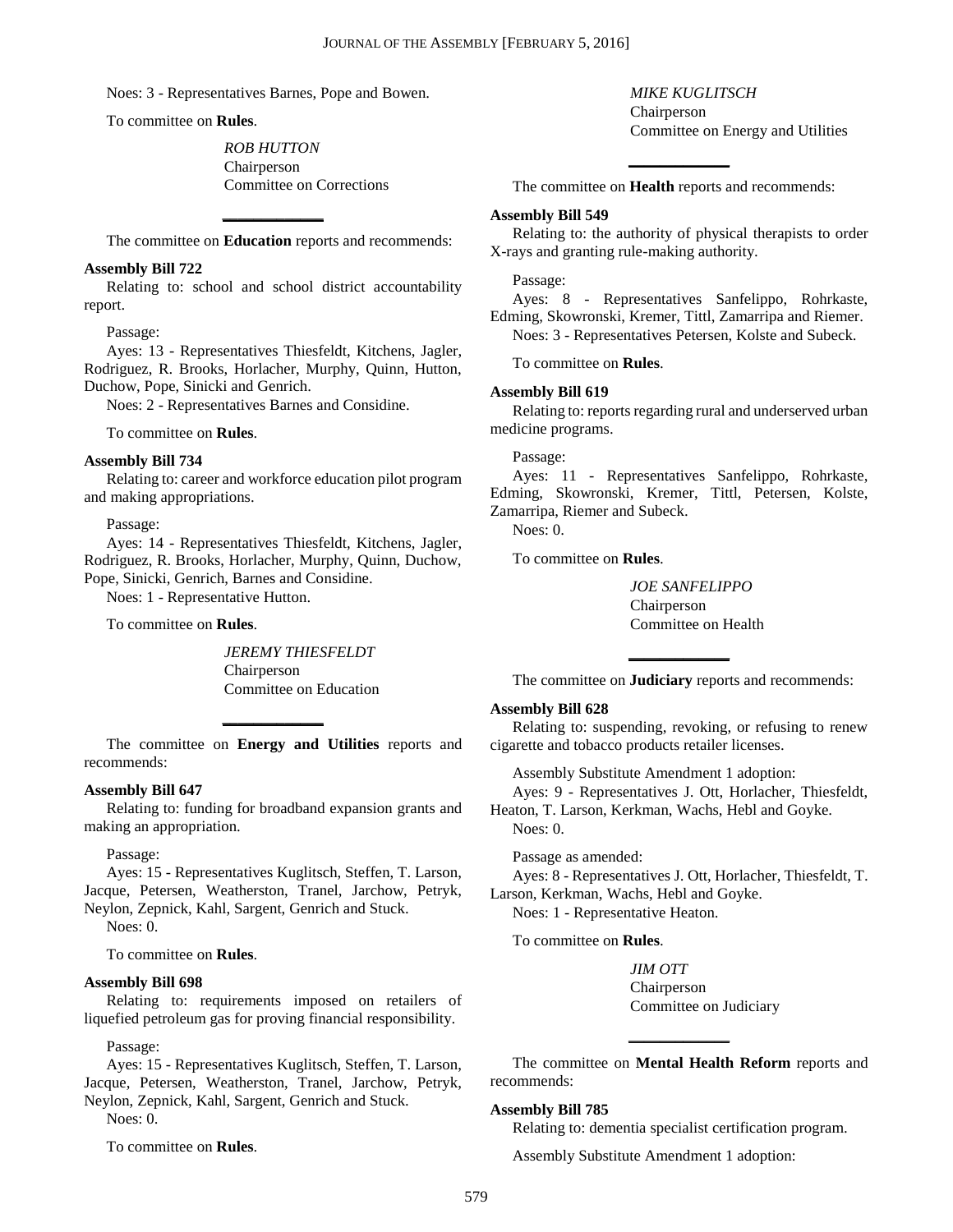Noes: 3 - Representatives Barnes, Pope and Bowen.

To committee on **Rules**.

*ROB HUTTON*
Chairperson
Committee on Corrections

---

The committee on **Education** reports and recommends:

**Assembly Bill 722**

Relating to: school and school district accountability report.

Passage:

Ayes: 13 - Representatives Thiesfeldt, Kitchens, Jagler, Rodriguez, R. Brooks, Horlacher, Murphy, Quinn, Hutton, Duchow, Pope, Sinicki and Genrich.

Noes: 2 - Representatives Barnes and Considine.

To committee on **Rules**.

**Assembly Bill 734**

Relating to: career and workforce education pilot program and making appropriations.

Passage:

Ayes: 14 - Representatives Thiesfeldt, Kitchens, Jagler, Rodriguez, R. Brooks, Horlacher, Murphy, Quinn, Duchow, Pope, Sinicki, Genrich, Barnes and Considine.

Noes: 1 - Representative Hutton.

To committee on **Rules**.

*JEREMY THIESFELDT*
Chairperson
Committee on Education

---

The committee on **Energy and Utilities** reports and recommends:

**Assembly Bill 647**

Relating to: funding for broadband expansion grants and making an appropriation.

Passage:

Ayes: 15 - Representatives Kuglitsch, Steffen, T. Larson, Jacque, Petersen, Weatherston, Tranel, Jarchow, Petryk, Neylon, Zepnick, Kahl, Sargent, Genrich and Stuck.

Noes: 0.

To committee on **Rules**.

**Assembly Bill 698**

Relating to: requirements imposed on retailers of liquefied petroleum gas for proving financial responsibility.

Passage:

Ayes: 15 - Representatives Kuglitsch, Steffen, T. Larson, Jacque, Petersen, Weatherston, Tranel, Jarchow, Petryk, Neylon, Zepnick, Kahl, Sargent, Genrich and Stuck.

Noes: 0.

To committee on **Rules**.

*MIKE KUGLITSCH*
Chairperson
Committee on Energy and Utilities

---

The committee on **Health** reports and recommends:

**Assembly Bill 549**

Relating to: the authority of physical therapists to order X-rays and granting rule-making authority.

Passage:

Ayes: 8 - Representatives Sanfelippo, Rohrkaste, Edming, Skowronski, Kremer, Tittl, Zamarripa and Riemer.

Noes: 3 - Representatives Petersen, Kolste and Subeck.

To committee on **Rules**.

**Assembly Bill 619**

Relating to: reports regarding rural and underserved urban medicine programs.

Passage:

Ayes: 11 - Representatives Sanfelippo, Rohrkaste, Edming, Skowronski, Kremer, Tittl, Petersen, Kolste, Zamarripa, Riemer and Subeck.

Noes: 0.

To committee on **Rules**.

*JOE SANFELIPPO*
Chairperson
Committee on Health

---

The committee on **Judiciary** reports and recommends:

**Assembly Bill 628**

Relating to: suspending, revoking, or refusing to renew cigarette and tobacco products retailer licenses.

Assembly Substitute Amendment 1 adoption:

Ayes: 9 - Representatives J. Ott, Horlacher, Thiesfeldt, Heaton, T. Larson, Kerkman, Wachs, Hebl and Goyke.

Noes: 0.

Passage as amended:

Ayes: 8 - Representatives J. Ott, Horlacher, Thiesfeldt, T. Larson, Kerkman, Wachs, Hebl and Goyke.

Noes: 1 - Representative Heaton.

To committee on **Rules**.

*JIM OTT*
Chairperson
Committee on Judiciary

---

The committee on **Mental Health Reform** reports and recommends:

**Assembly Bill 785**

Relating to: dementia specialist certification program.

Assembly Substitute Amendment 1 adoption: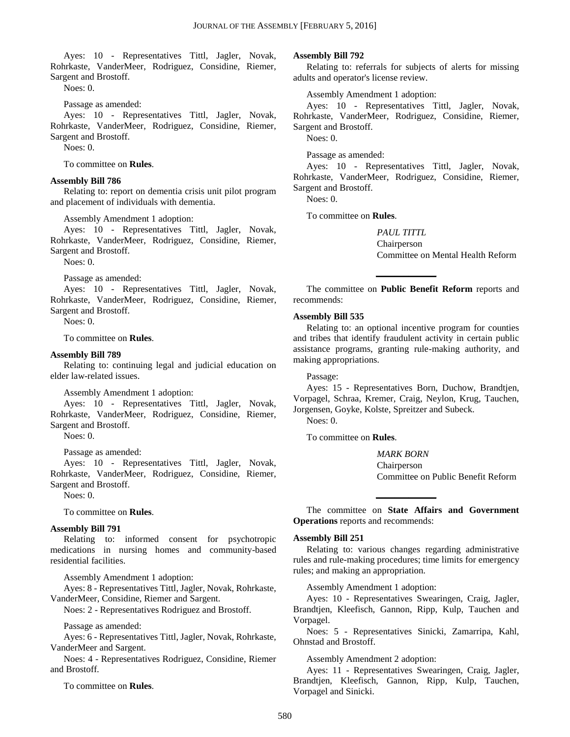Ayes: 10 - Representatives Tittl, Jagler, Novak, Rohrkaste, VanderMeer, Rodriguez, Considine, Riemer, Sargent and Brostoff.

Noes: 0.

Passage as amended:

Ayes: 10 - Representatives Tittl, Jagler, Novak, Rohrkaste, VanderMeer, Rodriguez, Considine, Riemer, Sargent and Brostoff.

Noes: 0.

To committee on **Rules**.

**Assembly Bill 786**

Relating to: report on dementia crisis unit pilot program and placement of individuals with dementia.

Assembly Amendment 1 adoption:

Ayes: 10 - Representatives Tittl, Jagler, Novak, Rohrkaste, VanderMeer, Rodriguez, Considine, Riemer, Sargent and Brostoff.

Noes: 0.

Passage as amended:

Ayes: 10 - Representatives Tittl, Jagler, Novak, Rohrkaste, VanderMeer, Rodriguez, Considine, Riemer, Sargent and Brostoff.

Noes: 0.

To committee on **Rules**.

**Assembly Bill 789**

Relating to: continuing legal and judicial education on elder law-related issues.

Assembly Amendment 1 adoption:

Ayes: 10 - Representatives Tittl, Jagler, Novak, Rohrkaste, VanderMeer, Rodriguez, Considine, Riemer, Sargent and Brostoff.

Noes: 0.

Passage as amended:

Ayes: 10 - Representatives Tittl, Jagler, Novak, Rohrkaste, VanderMeer, Rodriguez, Considine, Riemer, Sargent and Brostoff.

Noes: 0.

To committee on **Rules**.

**Assembly Bill 791**

Relating to: informed consent for psychotropic medications in nursing homes and community-based residential facilities.

Assembly Amendment 1 adoption:

Ayes: 8 - Representatives Tittl, Jagler, Novak, Rohrkaste, VanderMeer, Considine, Riemer and Sargent.

Noes: 2 - Representatives Rodriguez and Brostoff.

Passage as amended:

Ayes: 6 - Representatives Tittl, Jagler, Novak, Rohrkaste, VanderMeer and Sargent.

Noes: 4 - Representatives Rodriguez, Considine, Riemer and Brostoff.

To committee on **Rules**.

**Assembly Bill 792**

Relating to: referrals for subjects of alerts for missing adults and operator's license review.

Assembly Amendment 1 adoption:

Ayes: 10 - Representatives Tittl, Jagler, Novak, Rohrkaste, VanderMeer, Rodriguez, Considine, Riemer, Sargent and Brostoff.

Noes: 0.

Passage as amended:

Ayes: 10 - Representatives Tittl, Jagler, Novak, Rohrkaste, VanderMeer, Rodriguez, Considine, Riemer, Sargent and Brostoff.

Noes: 0.

To committee on **Rules**.

*PAUL TITTL*
Chairperson
Committee on Mental Health Reform

---

The committee on **Public Benefit Reform** reports and recommends:

**Assembly Bill 535**

Relating to: an optional incentive program for counties and tribes that identify fraudulent activity in certain public assistance programs, granting rule-making authority, and making appropriations.

Passage:

Ayes: 15 - Representatives Born, Duchow, Brandtjen, Vorpagel, Schraa, Kremer, Craig, Neylon, Krug, Tauchen, Jorgensen, Goyke, Kolste, Spreitzer and Subeck.

Noes: 0.

To committee on **Rules**.

*MARK BORN*
Chairperson
Committee on Public Benefit Reform

---

The committee on **State Affairs and Government Operations** reports and recommends:

**Assembly Bill 251**

Relating to: various changes regarding administrative rules and rule-making procedures; time limits for emergency rules; and making an appropriation.

Assembly Amendment 1 adoption:

Ayes: 10 - Representatives Swearingen, Craig, Jagler, Brandtjen, Kleefisch, Gannon, Ripp, Kulp, Tauchen and Vorpagel.

Noes: 5 - Representatives Sinicki, Zamarripa, Kahl, Ohnstad and Brostoff.

Assembly Amendment 2 adoption:

Ayes: 11 - Representatives Swearingen, Craig, Jagler, Brandtjen, Kleefisch, Gannon, Ripp, Kulp, Tauchen, Vorpagel and Sinicki.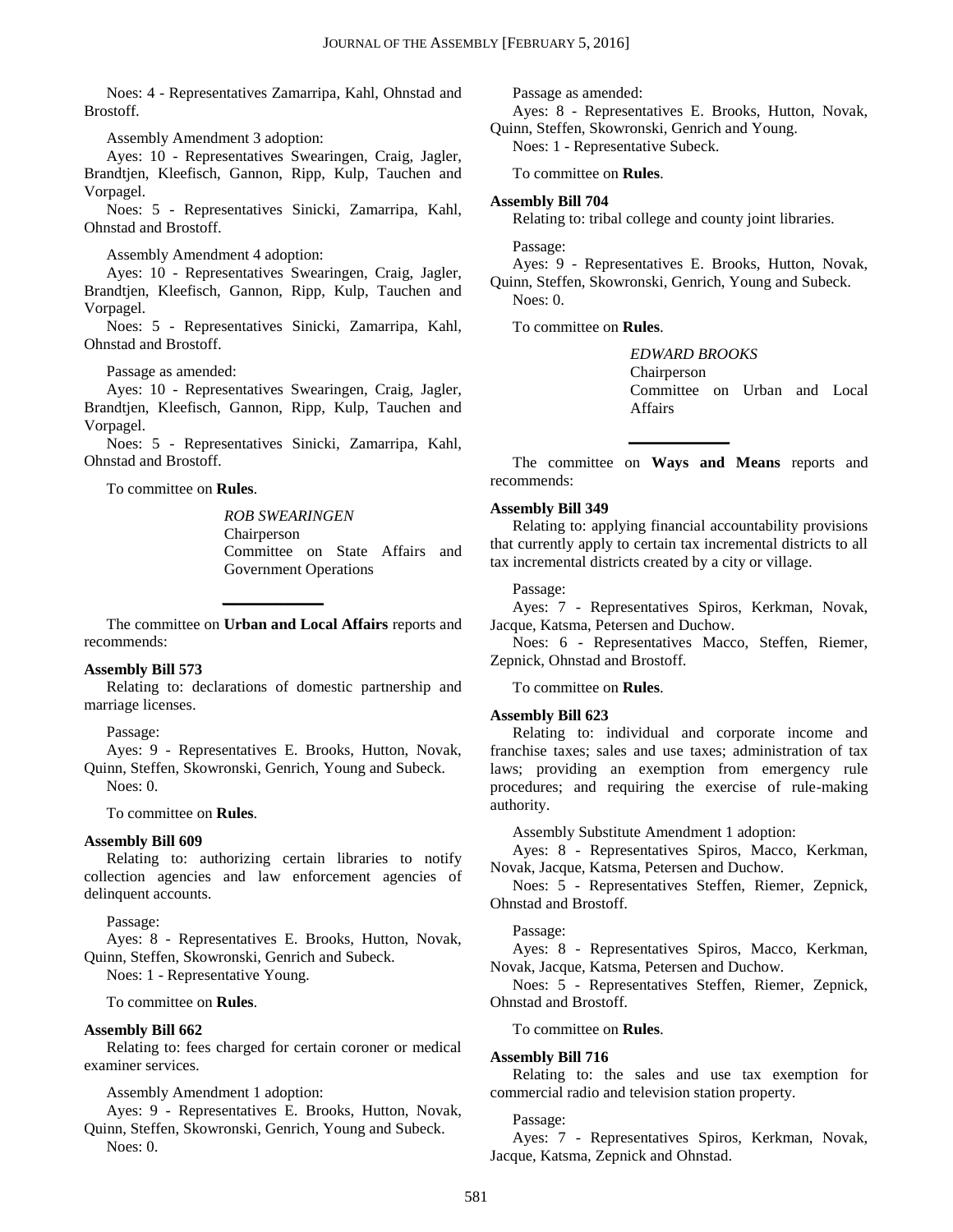Noes: 4 - Representatives Zamarripa, Kahl, Ohnstad and Brostoff.

Assembly Amendment 3 adoption:

Ayes: 10 - Representatives Swearingen, Craig, Jagler, Brandtjen, Kleefisch, Gannon, Ripp, Kulp, Tauchen and Vorpagel.

Noes: 5 - Representatives Sinicki, Zamarripa, Kahl, Ohnstad and Brostoff.

Assembly Amendment 4 adoption:

Ayes: 10 - Representatives Swearingen, Craig, Jagler, Brandtjen, Kleefisch, Gannon, Ripp, Kulp, Tauchen and Vorpagel.

Noes: 5 - Representatives Sinicki, Zamarripa, Kahl, Ohnstad and Brostoff.

Passage as amended:

Ayes: 10 - Representatives Swearingen, Craig, Jagler, Brandtjen, Kleefisch, Gannon, Ripp, Kulp, Tauchen and Vorpagel.

Noes: 5 - Representatives Sinicki, Zamarripa, Kahl, Ohnstad and Brostoff.

To committee on **Rules**.

*ROB SWEARINGEN*
Chairperson
Committee on State Affairs and Government Operations

---

The committee on **Urban and Local Affairs** reports and recommends:

**Assembly Bill 573**

Relating to: declarations of domestic partnership and marriage licenses.

Passage:

Ayes: 9 - Representatives E. Brooks, Hutton, Novak, Quinn, Steffen, Skowronski, Genrich, Young and Subeck.

Noes: 0.

To committee on **Rules**.

**Assembly Bill 609**

Relating to: authorizing certain libraries to notify collection agencies and law enforcement agencies of delinquent accounts.

Passage:

Ayes: 8 - Representatives E. Brooks, Hutton, Novak, Quinn, Steffen, Skowronski, Genrich and Subeck.

Noes: 1 - Representative Young.

To committee on **Rules**.

**Assembly Bill 662**

Relating to: fees charged for certain coroner or medical examiner services.

Assembly Amendment 1 adoption:

Ayes: 9 - Representatives E. Brooks, Hutton, Novak, Quinn, Steffen, Skowronski, Genrich, Young and Subeck.

Noes: 0.

Passage as amended:

Ayes: 8 - Representatives E. Brooks, Hutton, Novak, Quinn, Steffen, Skowronski, Genrich and Young.

Noes: 1 - Representative Subeck.

To committee on **Rules**.

**Assembly Bill 704**

Relating to: tribal college and county joint libraries.

Passage:

Ayes: 9 - Representatives E. Brooks, Hutton, Novak, Quinn, Steffen, Skowronski, Genrich, Young and Subeck.

Noes: 0.

To committee on **Rules**.

*EDWARD BROOKS*
Chairperson
Committee on Urban and Local Affairs

---

The committee on **Ways and Means** reports and recommends:

**Assembly Bill 349**

Relating to: applying financial accountability provisions that currently apply to certain tax incremental districts to all tax incremental districts created by a city or village.

Passage:

Ayes: 7 - Representatives Spiros, Kerkman, Novak, Jacque, Katsma, Petersen and Duchow.

Noes: 6 - Representatives Macco, Steffen, Riemer, Zepnick, Ohnstad and Brostoff.

To committee on **Rules**.

**Assembly Bill 623**

Relating to: individual and corporate income and franchise taxes; sales and use taxes; administration of tax laws; providing an exemption from emergency rule procedures; and requiring the exercise of rule-making authority.

Assembly Substitute Amendment 1 adoption:

Ayes: 8 - Representatives Spiros, Macco, Kerkman, Novak, Jacque, Katsma, Petersen and Duchow.

Noes: 5 - Representatives Steffen, Riemer, Zepnick, Ohnstad and Brostoff.

Passage:

Ayes: 8 - Representatives Spiros, Macco, Kerkman, Novak, Jacque, Katsma, Petersen and Duchow.

Noes: 5 - Representatives Steffen, Riemer, Zepnick, Ohnstad and Brostoff.

To committee on **Rules**.

**Assembly Bill 716**

Relating to: the sales and use tax exemption for commercial radio and television station property.

Passage:

Ayes: 7 - Representatives Spiros, Kerkman, Novak, Jacque, Katsma, Zepnick and Ohnstad.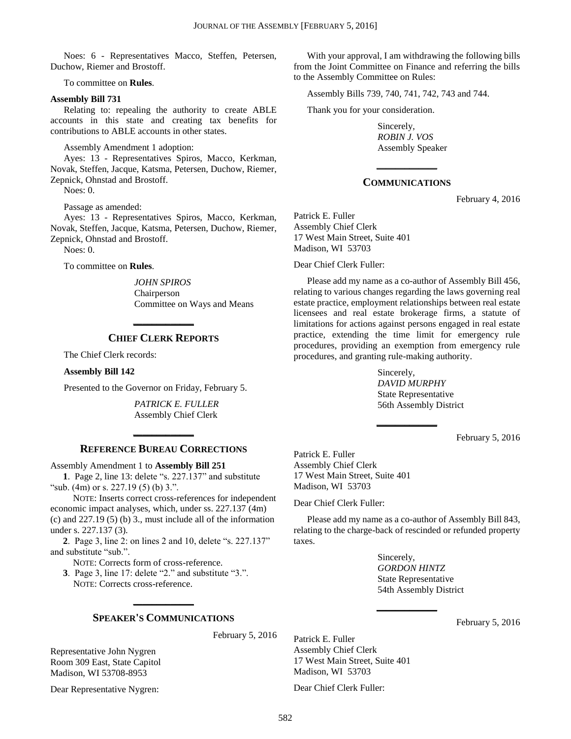Noes: 6 - Representatives Macco, Steffen, Petersen, Duchow, Riemer and Brostoff.

To committee on **Rules**.

**Assembly Bill 731**

Relating to: repealing the authority to create ABLE accounts in this state and creating tax benefits for contributions to ABLE accounts in other states.

Assembly Amendment 1 adoption:

Ayes: 13 - Representatives Spiros, Macco, Kerkman, Novak, Steffen, Jacque, Katsma, Petersen, Duchow, Riemer, Zepnick, Ohnstad and Brostoff.

Noes: 0.

Passage as amended:

Ayes: 13 - Representatives Spiros, Macco, Kerkman, Novak, Steffen, Jacque, Katsma, Petersen, Duchow, Riemer, Zepnick, Ohnstad and Brostoff.

Noes: 0.

To committee on **Rules**.

*JOHN SPIROS*
Chairperson
Committee on Ways and Means

## Chief Clerk Reports

The Chief Clerk records:

**Assembly Bill 142**

Presented to the Governor on Friday, February 5.

*PATRICK E. FULLER*
Assembly Chief Clerk

## Reference Bureau Corrections

Assembly Amendment 1 to **Assembly Bill 251**

**1**. Page 2, line 13: delete "s. 227.137" and substitute "sub. (4m) or s. 227.19 (5) (b) 3.".

NOTE: Inserts correct cross-references for independent economic impact analyses, which, under ss. 227.137 (4m) (c) and 227.19 (5) (b) 3., must include all of the information under s. 227.137 (3).

**2**. Page 3, line 2: on lines 2 and 10, delete "s. 227.137" and substitute "sub.".

NOTE: Corrects form of cross-reference.

**3**. Page 3, line 17: delete "2." and substitute "3.".

NOTE: Corrects cross-reference.

## Speaker's Communications

February 5, 2016

Representative John Nygren
Room 309 East, State Capitol
Madison, WI 53708-8953

Dear Representative Nygren:

With your approval, I am withdrawing the following bills from the Joint Committee on Finance and referring the bills to the Assembly Committee on Rules:

Assembly Bills 739, 740, 741, 742, 743 and 744.

Thank you for your consideration.

Sincerely,
*ROBIN J. VOS*
Assembly Speaker

## Communications

February 4, 2016

Patrick E. Fuller
Assembly Chief Clerk
17 West Main Street, Suite 401
Madison, WI 53703

Dear Chief Clerk Fuller:

Please add my name as a co-author of Assembly Bill 456, relating to various changes regarding the laws governing real estate practice, employment relationships between real estate licensees and real estate brokerage firms, a statute of limitations for actions against persons engaged in real estate practice, extending the time limit for emergency rule procedures, providing an exemption from emergency rule procedures, and granting rule-making authority.

Sincerely,
*DAVID MURPHY*
State Representative
56th Assembly District

February 5, 2016

Patrick E. Fuller
Assembly Chief Clerk
17 West Main Street, Suite 401
Madison, WI 53703

Dear Chief Clerk Fuller:

Please add my name as a co-author of Assembly Bill 843, relating to the charge-back of rescinded or refunded property taxes.

Sincerely,
*GORDON HINTZ*
State Representative
54th Assembly District

February 5, 2016

Patrick E. Fuller
Assembly Chief Clerk
17 West Main Street, Suite 401
Madison, WI 53703

Dear Chief Clerk Fuller: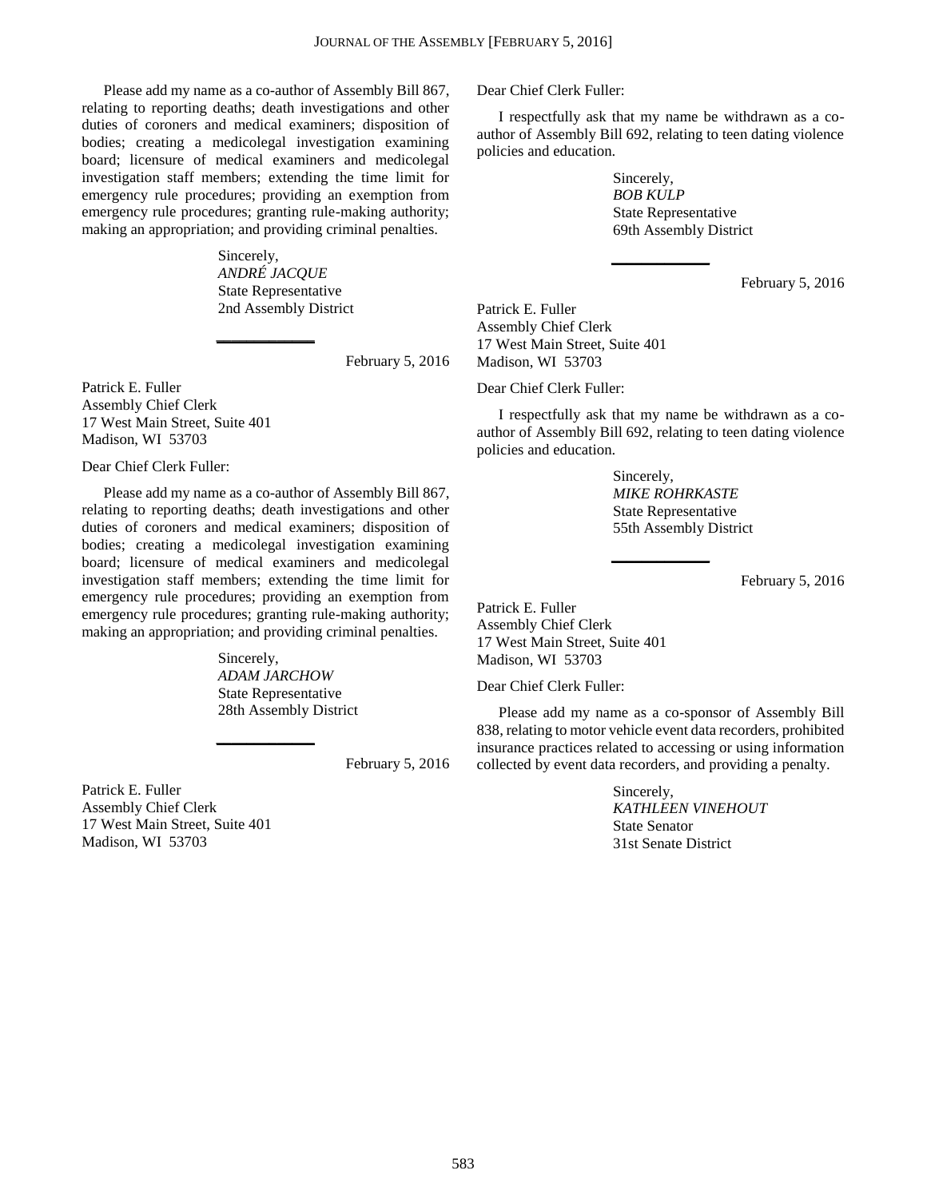Please add my name as a co-author of Assembly Bill 867, relating to reporting deaths; death investigations and other duties of coroners and medical examiners; disposition of bodies; creating a medicolegal investigation examining board; licensure of medical examiners and medicolegal investigation staff members; extending the time limit for emergency rule procedures; providing an exemption from emergency rule procedures; granting rule-making authority; making an appropriation; and providing criminal penalties.

Sincerely,
*ANDRÉ JACQUE*
State Representative
2nd Assembly District

---

February 5, 2016

Patrick E. Fuller
Assembly Chief Clerk
17 West Main Street, Suite 401
Madison, WI 53703

Dear Chief Clerk Fuller:

Please add my name as a co-author of Assembly Bill 867, relating to reporting deaths; death investigations and other duties of coroners and medical examiners; disposition of bodies; creating a medicolegal investigation examining board; licensure of medical examiners and medicolegal investigation staff members; extending the time limit for emergency rule procedures; providing an exemption from emergency rule procedures; granting rule-making authority; making an appropriation; and providing criminal penalties.

Sincerely,
*ADAM JARCHOW*
State Representative
28th Assembly District

---

February 5, 2016

Patrick E. Fuller
Assembly Chief Clerk
17 West Main Street, Suite 401
Madison, WI 53703

Dear Chief Clerk Fuller:

I respectfully ask that my name be withdrawn as a co-author of Assembly Bill 692, relating to teen dating violence policies and education.

Sincerely,
*BOB KULP*
State Representative
69th Assembly District

---

February 5, 2016

Patrick E. Fuller
Assembly Chief Clerk
17 West Main Street, Suite 401
Madison, WI 53703

Dear Chief Clerk Fuller:

I respectfully ask that my name be withdrawn as a co-author of Assembly Bill 692, relating to teen dating violence policies and education.

Sincerely,
*MIKE ROHRKASTE*
State Representative
55th Assembly District

---

February 5, 2016

Patrick E. Fuller
Assembly Chief Clerk
17 West Main Street, Suite 401
Madison, WI 53703

Dear Chief Clerk Fuller:

Please add my name as a co-sponsor of Assembly Bill 838, relating to motor vehicle event data recorders, prohibited insurance practices related to accessing or using information collected by event data recorders, and providing a penalty.

Sincerely,
*KATHLEEN VINEHOUT*
State Senator
31st Senate District